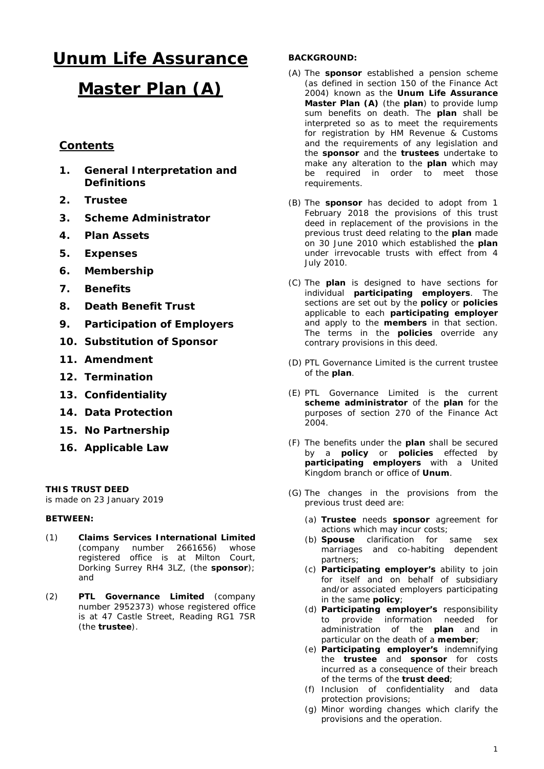# Unum Life Assurance Master Plan (A)

## Contents

1. **General Interpretation and Definitions**
2. **Trustee**
3. **Scheme Administrator**
4. **Plan Assets**
5. **Expenses**
6. **Membership**
7. **Benefits**
8. **Death Benefit Trust**
9. **Participation of Employers**
10. **Substitution of Sponsor**
11. **Amendment**
12. **Termination**
13. **Confidentiality**
14. **Data Protection**
15. **No Partnership**
16. **Applicable Law**

**THIS TRUST DEED**
is made on 23 January 2019

**BETWEEN:**

(1) **Claims Services International Limited** (company number 2661656) whose registered office is at Milton Court, Dorking Surrey RH4 3LZ, (the **sponsor**); and

(2) **PTL Governance Limited** (company number 2952373) whose registered office is at 47 Castle Street, Reading RG1 7SR (the **trustee**).

**BACKGROUND:**

(A) The **sponsor** established a pension scheme (as defined in section 150 of the Finance Act 2004) known as the **Unum Life Assurance Master Plan (A)** (the **plan**) to provide lump sum benefits on death. The **plan** shall be interpreted so as to meet the requirements for registration by HM Revenue & Customs and the requirements of any legislation and the **sponsor** and the **trustees** undertake to make any alteration to the **plan** which may be required in order to meet those requirements.

(B) The **sponsor** has decided to adopt from 1 February 2018 the provisions of this trust deed in replacement of the provisions in the previous trust deed relating to the **plan** made on 30 June 2010 which established the **plan** under irrevocable trusts with effect from 4 July 2010.

(C) The **plan** is designed to have sections for individual **participating employers**. The sections are set out by the **policy** or **policies** applicable to each **participating employer** and apply to the **members** in that section. The terms in the **policies** override any contrary provisions in this deed.

(D) PTL Governance Limited is the current trustee of the **plan**.

(E) PTL Governance Limited is the current **scheme administrator** of the **plan** for the purposes of section 270 of the Finance Act 2004.

(F) The benefits under the **plan** shall be secured by a **policy** or **policies** effected by **participating employers** with a United Kingdom branch or office of **Unum**.

(G) The changes in the provisions from the previous trust deed are:

   (a) **Trustee** needs **sponsor** agreement for actions which may incur costs;
   (b) **Spouse** clarification for same sex marriages and co-habiting dependent partners;
   (c) **Participating employer's** ability to join for itself and on behalf of subsidiary and/or associated employers participating in the same **policy**;
   (d) **Participating employer's** responsibility to provide information needed for administration of the **plan** and in particular on the death of a **member**;
   (e) **Participating employer's** indemnifying the **trustee** and **sponsor** for costs incurred as a consequence of their breach of the terms of the **trust deed**;
   (f) Inclusion of confidentiality and data protection provisions;
   (g) Minor wording changes which clarify the provisions and the operation.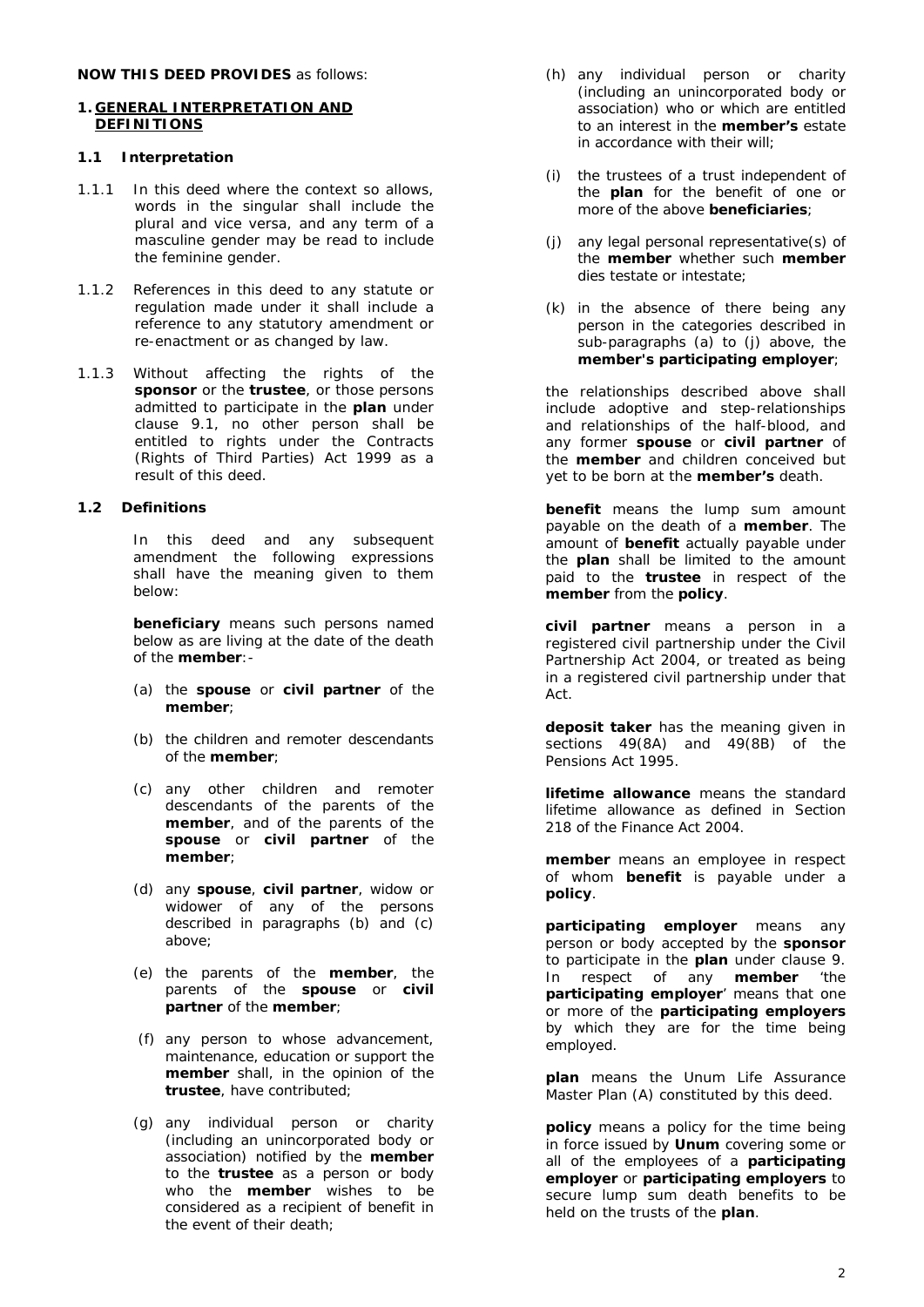**NOW THIS DEED PROVIDES** as follows:

## 1. GENERAL INTERPRETATION AND DEFINITIONS

### 1.1 Interpretation

1.1.1 In this deed where the context so allows, words in the singular shall include the plural and vice versa, and any term of a masculine gender may be read to include the feminine gender.

1.1.2 References in this deed to any statute or regulation made under it shall include a reference to any statutory amendment or re-enactment or as changed by law.

1.1.3 Without affecting the rights of the **sponsor** or the **trustee**, or those persons admitted to participate in the **plan** under clause 9.1, no other person shall be entitled to rights under the Contracts (Rights of Third Parties) Act 1999 as a result of this deed.

### 1.2 Definitions

In this deed and any subsequent amendment the following expressions shall have the meaning given to them below:

**beneficiary** means such persons named below as are living at the date of the death of the **member**:-

(a) the **spouse** or **civil partner** of the **member**;

(b) the children and remoter descendants of the **member**;

(c) any other children and remoter descendants of the parents of the **member**, and of the parents of the **spouse** or **civil partner** of the **member**;

(d) any **spouse**, **civil partner**, widow or widower of any of the persons described in paragraphs (b) and (c) above;

(e) the parents of the **member**, the parents of the **spouse** or **civil partner** of the **member**;

(f) any person to whose advancement, maintenance, education or support the **member** shall, in the opinion of the **trustee**, have contributed;

(g) any individual person or charity (including an unincorporated body or association) notified by the **member** to the **trustee** as a person or body who the **member** wishes to be considered as a recipient of benefit in the event of their death;

(h) any individual person or charity (including an unincorporated body or association) who or which are entitled to an interest in the **member's** estate in accordance with their will;

(i) the trustees of a trust independent of the **plan** for the benefit of one or more of the above **beneficiaries**;

(j) any legal personal representative(s) of the **member** whether such **member** dies testate or intestate;

(k) in the absence of there being any person in the categories described in sub-paragraphs (a) to (j) above, the **member's participating employer**;

the relationships described above shall include adoptive and step-relationships and relationships of the half-blood, and any former **spouse** or **civil partner** of the **member** and children conceived but yet to be born at the **member's** death.

**benefit** means the lump sum amount payable on the death of a **member**. The amount of **benefit** actually payable under the **plan** shall be limited to the amount paid to the **trustee** in respect of the **member** from the **policy**.

**civil partner** means a person in a registered civil partnership under the Civil Partnership Act 2004, or treated as being in a registered civil partnership under that Act.

**deposit taker** has the meaning given in sections 49(8A) and 49(8B) of the Pensions Act 1995.

**lifetime allowance** means the standard lifetime allowance as defined in Section 218 of the Finance Act 2004.

**member** means an employee in respect of whom **benefit** is payable under a **policy**.

**participating employer** means any person or body accepted by the **sponsor** to participate in the **plan** under clause 9. In respect of any **member** 'the **participating employer**' means that one or more of the **participating employers** by which they are for the time being employed.

**plan** means the Unum Life Assurance Master Plan (A) constituted by this deed.

**policy** means a policy for the time being in force issued by **Unum** covering some or all of the employees of a **participating employer** or **participating employers** to secure lump sum death benefits to be held on the trusts of the **plan**.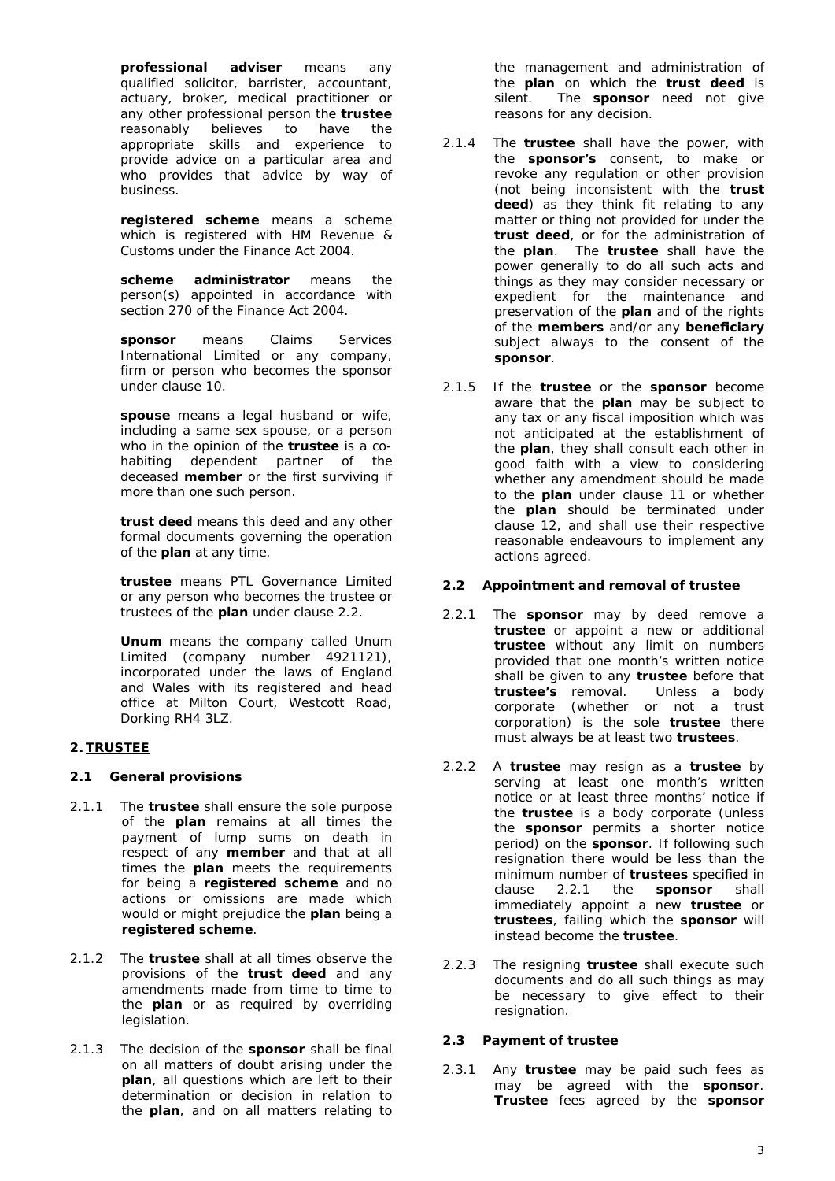**professional adviser** means any qualified solicitor, barrister, accountant, actuary, broker, medical practitioner or any other professional person the **trustee** reasonably believes to have the appropriate skills and experience to provide advice on a particular area and who provides that advice by way of business.

**registered scheme** means a scheme which is registered with HM Revenue & Customs under the Finance Act 2004.

**scheme administrator** means the person(s) appointed in accordance with section 270 of the Finance Act 2004.

**sponsor** means Claims Services International Limited or any company, firm or person who becomes the sponsor under clause 10.

**spouse** means a legal husband or wife, including a same sex spouse, or a person who in the opinion of the **trustee** is a co-habiting dependent partner of the deceased **member** or the first surviving if more than one such person.

**trust deed** means this deed and any other formal documents governing the operation of the **plan** at any time.

**trustee** means PTL Governance Limited or any person who becomes the trustee or trustees of the **plan** under clause 2.2.

**Unum** means the company called Unum Limited (company number 4921121), incorporated under the laws of England and Wales with its registered and head office at Milton Court, Westcott Road, Dorking RH4 3LZ.

## 2. TRUSTEE

### 2.1 General provisions

2.1.1 The **trustee** shall ensure the sole purpose of the **plan** remains at all times the payment of lump sums on death in respect of any **member** and that at all times the **plan** meets the requirements for being a **registered scheme** and no actions or omissions are made which would or might prejudice the **plan** being a **registered scheme**.

2.1.2 The **trustee** shall at all times observe the provisions of the **trust deed** and any amendments made from time to time to the **plan** or as required by overriding legislation.

2.1.3 The decision of the **sponsor** shall be final on all matters of doubt arising under the **plan**, all questions which are left to their determination or decision in relation to the **plan**, and on all matters relating to the management and administration of the **plan** on which the **trust deed** is silent. The **sponsor** need not give reasons for any decision.

2.1.4 The **trustee** shall have the power, with the **sponsor's** consent, to make or revoke any regulation or other provision (not being inconsistent with the **trust deed**) as they think fit relating to any matter or thing not provided for under the **trust deed**, or for the administration of the **plan**. The **trustee** shall have the power generally to do all such acts and things as they may consider necessary or expedient for the maintenance and preservation of the **plan** and of the rights of the **members** and/or any **beneficiary** subject always to the consent of the **sponsor**.

2.1.5 If the **trustee** or the **sponsor** become aware that the **plan** may be subject to any tax or any fiscal imposition which was not anticipated at the establishment of the **plan**, they shall consult each other in good faith with a view to considering whether any amendment should be made to the **plan** under clause 11 or whether the **plan** should be terminated under clause 12, and shall use their respective reasonable endeavours to implement any actions agreed.

### 2.2 Appointment and removal of trustee

2.2.1 The **sponsor** may by deed remove a **trustee** or appoint a new or additional **trustee** without any limit on numbers provided that one month's written notice shall be given to any **trustee** before that **trustee's** removal. Unless a body corporate (whether or not a trust corporation) is the sole **trustee** there must always be at least two **trustees**.

2.2.2 A **trustee** may resign as a **trustee** by serving at least one month's written notice or at least three months' notice if the **trustee** is a body corporate (unless the **sponsor** permits a shorter notice period) on the **sponsor**. If following such resignation there would be less than the minimum number of **trustees** specified in clause 2.2.1 the **sponsor** shall immediately appoint a new **trustee** or **trustees**, failing which the **sponsor** will instead become the **trustee**.

2.2.3 The resigning **trustee** shall execute such documents and do all such things as may be necessary to give effect to their resignation.

### 2.3 Payment of trustee

2.3.1 Any **trustee** may be paid such fees as may be agreed with the **sponsor**. **Trustee** fees agreed by the **sponsor**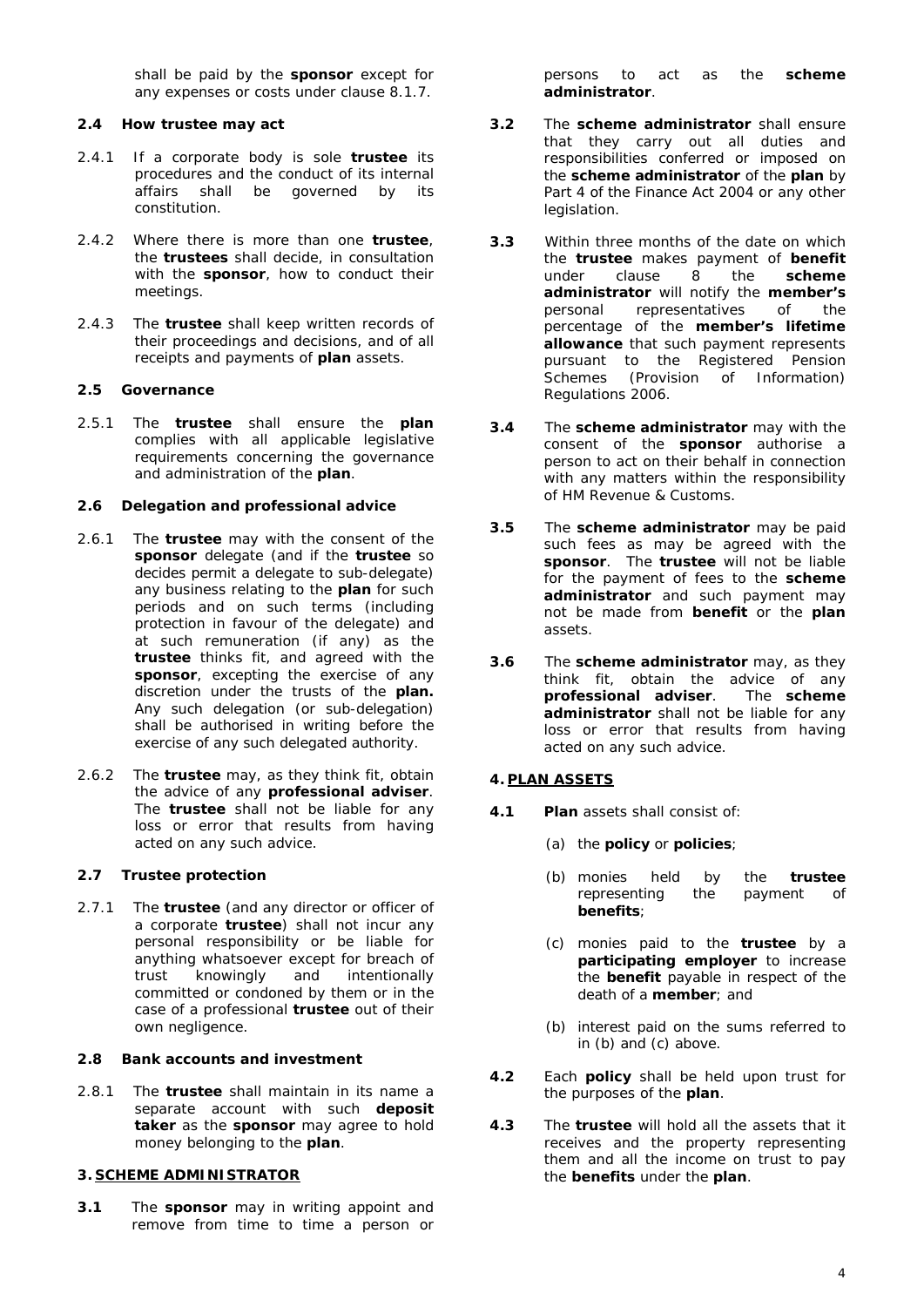shall be paid by the **sponsor** except for any expenses or costs under clause 8.1.7.

**2.4 How trustee may act**

2.4.1 If a corporate body is sole **trustee** its procedures and the conduct of its internal affairs shall be governed by its constitution.

2.4.2 Where there is more than one **trustee**, the **trustees** shall decide, in consultation with the **sponsor**, how to conduct their meetings.

2.4.3 The **trustee** shall keep written records of their proceedings and decisions, and of all receipts and payments of **plan** assets.

**2.5 Governance**

2.5.1 The **trustee** shall ensure the **plan** complies with all applicable legislative requirements concerning the governance and administration of the **plan**.

**2.6 Delegation and professional advice**

2.6.1 The **trustee** may with the consent of the **sponsor** delegate (and if the **trustee** so decides permit a delegate to sub-delegate) any business relating to the **plan** for such periods and on such terms (including protection in favour of the delegate) and at such remuneration (if any) as the **trustee** thinks fit, and agreed with the **sponsor**, excepting the exercise of any discretion under the trusts of the **plan.** Any such delegation (or sub-delegation) shall be authorised in writing before the exercise of any such delegated authority.

2.6.2 The **trustee** may, as they think fit, obtain the advice of any **professional adviser**. The **trustee** shall not be liable for any loss or error that results from having acted on any such advice.

**2.7 Trustee protection**

2.7.1 The **trustee** (and any director or officer of a corporate **trustee**) shall not incur any personal responsibility or be liable for anything whatsoever except for breach of trust knowingly and intentionally committed or condoned by them or in the case of a professional **trustee** out of their own negligence.

**2.8 Bank accounts and investment**

2.8.1 The **trustee** shall maintain in its name a separate account with such **deposit taker** as the **sponsor** may agree to hold money belonging to the **plan**.

**3. SCHEME ADMINISTRATOR**

**3.1** The **sponsor** may in writing appoint and remove from time to time a person or persons to act as the **scheme administrator**.

**3.2** The **scheme administrator** shall ensure that they carry out all duties and responsibilities conferred or imposed on the **scheme administrator** of the **plan** by Part 4 of the Finance Act 2004 or any other legislation.

**3.3** Within three months of the date on which the **trustee** makes payment of **benefit** under clause 8 the **scheme administrator** will notify the **member's** personal representatives of the percentage of the **member's lifetime allowance** that such payment represents pursuant to the Registered Pension Schemes (Provision of Information) Regulations 2006.

**3.4** The **scheme administrator** may with the consent of the **sponsor** authorise a person to act on their behalf in connection with any matters within the responsibility of HM Revenue & Customs.

**3.5** The **scheme administrator** may be paid such fees as may be agreed with the **sponsor**. The **trustee** will not be liable for the payment of fees to the **scheme administrator** and such payment may not be made from **benefit** or the **plan** assets.

**3.6** The **scheme administrator** may, as they think fit, obtain the advice of any **professional adviser**. The **scheme administrator** shall not be liable for any loss or error that results from having acted on any such advice.

**4. PLAN ASSETS**

**4.1** **Plan** assets shall consist of:

(a) the **policy** or **policies**;

(b) monies held by the **trustee** representing the payment of **benefits**;

(c) monies paid to the **trustee** by a **participating employer** to increase the **benefit** payable in respect of the death of a **member**; and

(b) interest paid on the sums referred to in (b) and (c) above.

**4.2** Each **policy** shall be held upon trust for the purposes of the **plan**.

**4.3** The **trustee** will hold all the assets that it receives and the property representing them and all the income on trust to pay the **benefits** under the **plan**.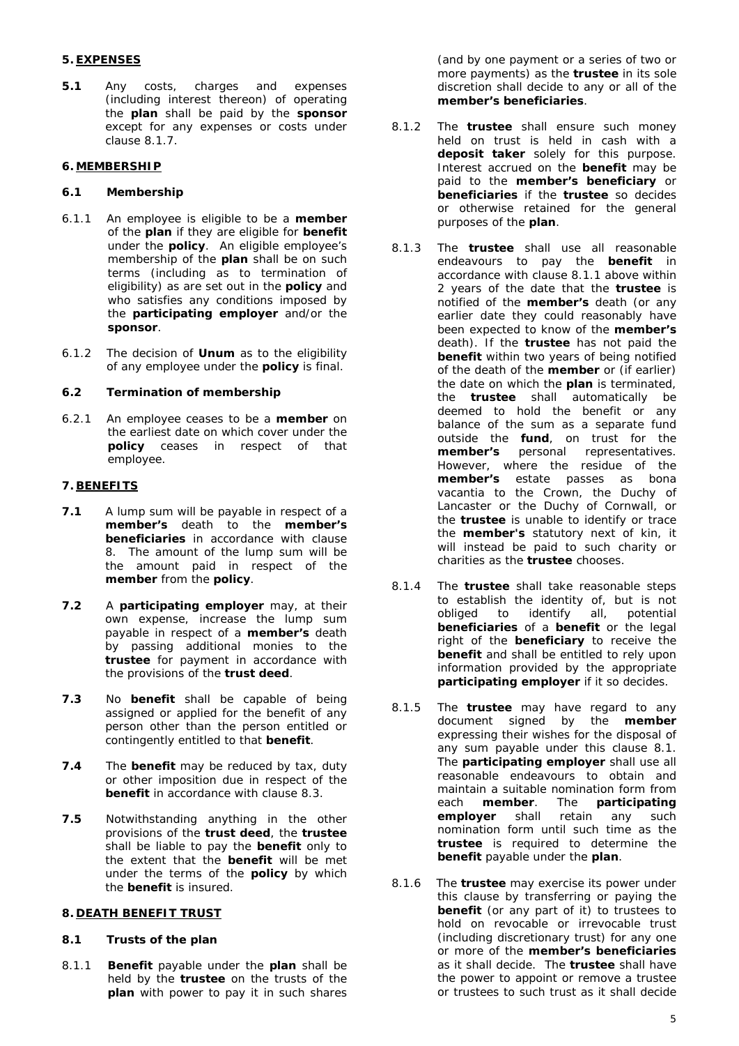## 5. EXPENSES

**5.1** Any costs, charges and expenses (including interest thereon) of operating the **plan** shall be paid by the **sponsor** except for any expenses or costs under clause 8.1.7.

## 6. MEMBERSHIP

### 6.1 Membership

6.1.1 An employee is eligible to be a **member** of the **plan** if they are eligible for **benefit** under the **policy**. An eligible employee's membership of the **plan** shall be on such terms (including as to termination of eligibility) as are set out in the **policy** and who satisfies any conditions imposed by the **participating employer** and/or the **sponsor**.

6.1.2 The decision of **Unum** as to the eligibility of any employee under the **policy** is final.

### 6.2 Termination of membership

6.2.1 An employee ceases to be a **member** on the earliest date on which cover under the **policy** ceases in respect of that employee.

## 7. BENEFITS

**7.1** A lump sum will be payable in respect of a **member's** death to the **member's beneficiaries** in accordance with clause 8. The amount of the lump sum will be the amount paid in respect of the **member** from the **policy**.

**7.2** A **participating employer** may, at their own expense, increase the lump sum payable in respect of a **member's** death by passing additional monies to the **trustee** for payment in accordance with the provisions of the **trust deed**.

**7.3** No **benefit** shall be capable of being assigned or applied for the benefit of any person other than the person entitled or contingently entitled to that **benefit**.

**7.4** The **benefit** may be reduced by tax, duty or other imposition due in respect of the **benefit** in accordance with clause 8.3.

**7.5** Notwithstanding anything in the other provisions of the **trust deed**, the **trustee** shall be liable to pay the **benefit** only to the extent that the **benefit** will be met under the terms of the **policy** by which the **benefit** is insured.

## 8. DEATH BENEFIT TRUST

### 8.1 Trusts of the plan

8.1.1 **Benefit** payable under the **plan** shall be held by the **trustee** on the trusts of the **plan** with power to pay it in such shares (and by one payment or a series of two or more payments) as the **trustee** in its sole discretion shall decide to any or all of the **member's beneficiaries**.

8.1.2 The **trustee** shall ensure such money held on trust is held in cash with a **deposit taker** solely for this purpose. Interest accrued on the **benefit** may be paid to the **member's beneficiary** or **beneficiaries** if the **trustee** so decides or otherwise retained for the general purposes of the **plan**.

8.1.3 The **trustee** shall use all reasonable endeavours to pay the **benefit** in accordance with clause 8.1.1 above within 2 years of the date that the **trustee** is notified of the **member's** death (or any earlier date they could reasonably have been expected to know of the **member's** death). If the **trustee** has not paid the **benefit** within two years of being notified of the death of the **member** or (if earlier) the date on which the **plan** is terminated, the **trustee** shall automatically be deemed to hold the benefit or any balance of the sum as a separate fund outside the **fund**, on trust for the **member's** personal representatives. However, where the residue of the **member's** estate passes as bona vacantia to the Crown, the Duchy of Lancaster or the Duchy of Cornwall, or the **trustee** is unable to identify or trace the **member's** statutory next of kin, it will instead be paid to such charity or charities as the **trustee** chooses.

8.1.4 The **trustee** shall take reasonable steps to establish the identity of, but is not obliged to identify all, potential **beneficiaries** of a **benefit** or the legal right of the **beneficiary** to receive the **benefit** and shall be entitled to rely upon information provided by the appropriate **participating employer** if it so decides.

8.1.5 The **trustee** may have regard to any document signed by the **member** expressing their wishes for the disposal of any sum payable under this clause 8.1. The **participating employer** shall use all reasonable endeavours to obtain and maintain a suitable nomination form from each **member**. The **participating employer** shall retain any such nomination form until such time as the **trustee** is required to determine the **benefit** payable under the **plan**.

8.1.6 The **trustee** may exercise its power under this clause by transferring or paying the **benefit** (or any part of it) to trustees to hold on revocable or irrevocable trust (including discretionary trust) for any one or more of the **member's beneficiaries** as it shall decide. The **trustee** shall have the power to appoint or remove a trustee or trustees to such trust as it shall decide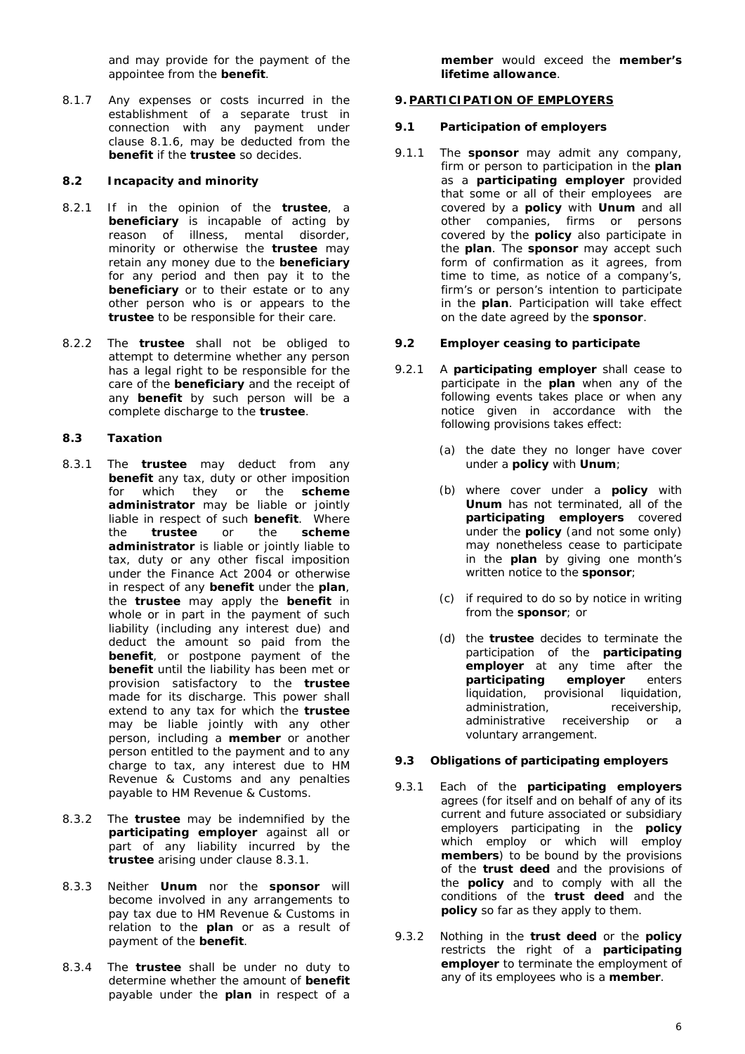and may provide for the payment of the appointee from the **benefit**.

8.1.7 Any expenses or costs incurred in the establishment of a separate trust in connection with any payment under clause 8.1.6, may be deducted from the **benefit** if the **trustee** so decides.

**8.2 Incapacity and minority**

8.2.1 If in the opinion of the **trustee**, a **beneficiary** is incapable of acting by reason of illness, mental disorder, minority or otherwise the **trustee** may retain any money due to the **beneficiary** for any period and then pay it to the **beneficiary** or to their estate or to any other person who is or appears to the **trustee** to be responsible for their care.

8.2.2 The **trustee** shall not be obliged to attempt to determine whether any person has a legal right to be responsible for the care of the **beneficiary** and the receipt of any **benefit** by such person will be a complete discharge to the **trustee**.

**8.3 Taxation**

8.3.1 The **trustee** may deduct from any **benefit** any tax, duty or other imposition for which they or the **scheme administrator** may be liable or jointly liable in respect of such **benefit**. Where the **trustee** or the **scheme administrator** is liable or jointly liable to tax, duty or any other fiscal imposition under the Finance Act 2004 or otherwise in respect of any **benefit** under the **plan**, the **trustee** may apply the **benefit** in whole or in part in the payment of such liability (including any interest due) and deduct the amount so paid from the **benefit**, or postpone payment of the **benefit** until the liability has been met or provision satisfactory to the **trustee** made for its discharge. This power shall extend to any tax for which the **trustee** may be liable jointly with any other person, including a **member** or another person entitled to the payment and to any charge to tax, any interest due to HM Revenue & Customs and any penalties payable to HM Revenue & Customs.

8.3.2 The **trustee** may be indemnified by the **participating employer** against all or part of any liability incurred by the **trustee** arising under clause 8.3.1.

8.3.3 Neither **Unum** nor the **sponsor** will become involved in any arrangements to pay tax due to HM Revenue & Customs in relation to the **plan** or as a result of payment of the **benefit**.

8.3.4 The **trustee** shall be under no duty to determine whether the amount of **benefit** payable under the **plan** in respect of a **member** would exceed the **member's lifetime allowance**.

**9. PARTICIPATION OF EMPLOYERS**

**9.1 Participation of employers**

9.1.1 The **sponsor** may admit any company, firm or person to participation in the **plan** as a **participating employer** provided that some or all of their employees are covered by a **policy** with **Unum** and all other companies, firms or persons covered by the **policy** also participate in the **plan**. The **sponsor** may accept such form of confirmation as it agrees, from time to time, as notice of a company's, firm's or person's intention to participate in the **plan**. Participation will take effect on the date agreed by the **sponsor**.

**9.2 Employer ceasing to participate**

9.2.1 A **participating employer** shall cease to participate in the **plan** when any of the following events takes place or when any notice given in accordance with the following provisions takes effect:

(a) the date they no longer have cover under a **policy** with **Unum**;

(b) where cover under a **policy** with **Unum** has not terminated, all of the **participating employers** covered under the **policy** (and not some only) may nonetheless cease to participate in the **plan** by giving one month's written notice to the **sponsor**;

(c) if required to do so by notice in writing from the **sponsor**; or

(d) the **trustee** decides to terminate the participation of the **participating employer** at any time after the **participating employer** enters liquidation, provisional liquidation, administration, receivership, administrative receivership or a voluntary arrangement.

**9.3 Obligations of participating employers**

9.3.1 Each of the **participating employers** agrees (for itself and on behalf of any of its current and future associated or subsidiary employers participating in the **policy** which employ or which will employ **members**) to be bound by the provisions of the **trust deed** and the provisions of the **policy** and to comply with all the conditions of the **trust deed** and the **policy** so far as they apply to them.

9.3.2 Nothing in the **trust deed** or the **policy** restricts the right of a **participating employer** to terminate the employment of any of its employees who is a **member**.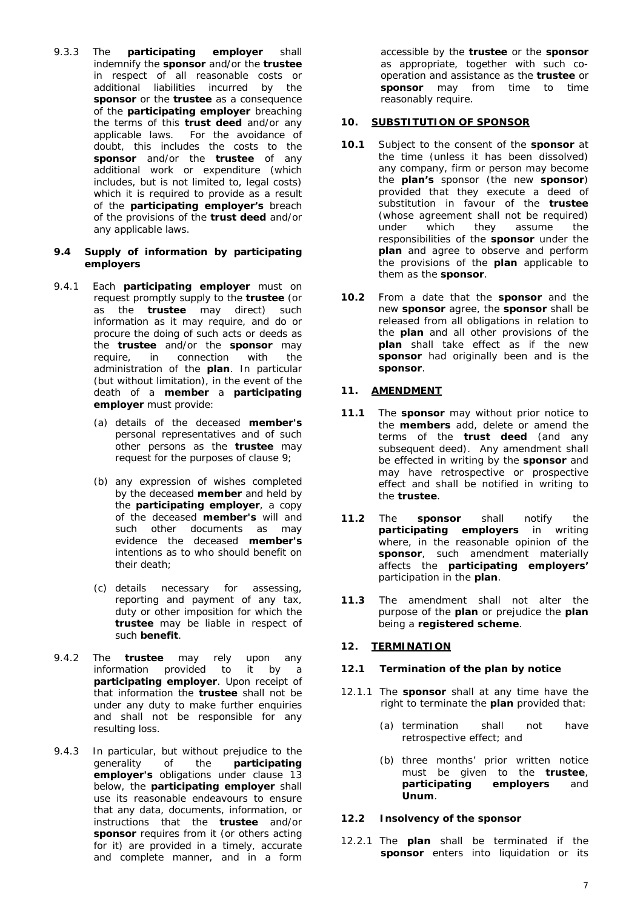9.3.3 The **participating employer** shall indemnify the **sponsor** and/or the **trustee** in respect of all reasonable costs or additional liabilities incurred by the **sponsor** or the **trustee** as a consequence of the **participating employer** breaching the terms of this **trust deed** and/or any applicable laws. For the avoidance of doubt, this includes the costs to the **sponsor** and/or the **trustee** of any additional work or expenditure (which includes, but is not limited to, legal costs) which it is required to provide as a result of the **participating employer's** breach of the provisions of the **trust deed** and/or any applicable laws.

**9.4 Supply of information by participating employers**

9.4.1 Each **participating employer** must on request promptly supply to the **trustee** (or as the **trustee** may direct) such information as it may require, and do or procure the doing of such acts or deeds as the **trustee** and/or the **sponsor** may require, in connection with the administration of the **plan**. In particular (but without limitation), in the event of the death of a **member** a **participating employer** must provide:

(a) details of the deceased **member's** personal representatives and of such other persons as the **trustee** may request for the purposes of clause 9;

(b) any expression of wishes completed by the deceased **member** and held by the **participating employer**, a copy of the deceased **member's** will and such other documents as may evidence the deceased **member's** intentions as to who should benefit on their death;

(c) details necessary for assessing, reporting and payment of any tax, duty or other imposition for which the **trustee** may be liable in respect of such **benefit**.

9.4.2 The **trustee** may rely upon any information provided to it by a **participating employer**. Upon receipt of that information the **trustee** shall not be under any duty to make further enquiries and shall not be responsible for any resulting loss.

9.4.3 In particular, but without prejudice to the generality of the **participating employer's** obligations under clause 13 below, the **participating employer** shall use its reasonable endeavours to ensure that any data, documents, information, or instructions that the **trustee** and/or **sponsor** requires from it (or others acting for it) are provided in a timely, accurate and complete manner, and in a form accessible by the **trustee** or the **sponsor** as appropriate, together with such co-operation and assistance as the **trustee** or **sponsor** may from time to time reasonably require.

## 10. SUBSTITUTION OF SPONSOR

**10.1** Subject to the consent of the **sponsor** at the time (unless it has been dissolved) any company, firm or person may become the **plan's** sponsor (the new **sponsor**) provided that they execute a deed of substitution in favour of the **trustee** (whose agreement shall not be required) under which they assume the responsibilities of the **sponsor** under the **plan** and agree to observe and perform the provisions of the **plan** applicable to them as the **sponsor**.

**10.2** From a date that the **sponsor** and the new **sponsor** agree, the **sponsor** shall be released from all obligations in relation to the **plan** and all other provisions of the **plan** shall take effect as if the new **sponsor** had originally been and is the **sponsor**.

## 11. AMENDMENT

**11.1** The **sponsor** may without prior notice to the **members** add, delete or amend the terms of the **trust deed** (and any subsequent deed). Any amendment shall be effected in writing by the **sponsor** and may have retrospective or prospective effect and shall be notified in writing to the **trustee**.

**11.2** The **sponsor** shall notify the **participating employers** in writing where, in the reasonable opinion of the **sponsor**, such amendment materially affects the **participating employers'** participation in the **plan**.

**11.3** The amendment shall not alter the purpose of the **plan** or prejudice the **plan** being a **registered scheme**.

## 12. TERMINATION

**12.1 Termination of the plan by notice**

12.1.1 The **sponsor** shall at any time have the right to terminate the **plan** provided that:

(a) termination shall not have retrospective effect; and

(b) three months' prior written notice must be given to the **trustee**, **participating employers** and **Unum**.

**12.2 Insolvency of the sponsor**

12.2.1 The **plan** shall be terminated if the **sponsor** enters into liquidation or its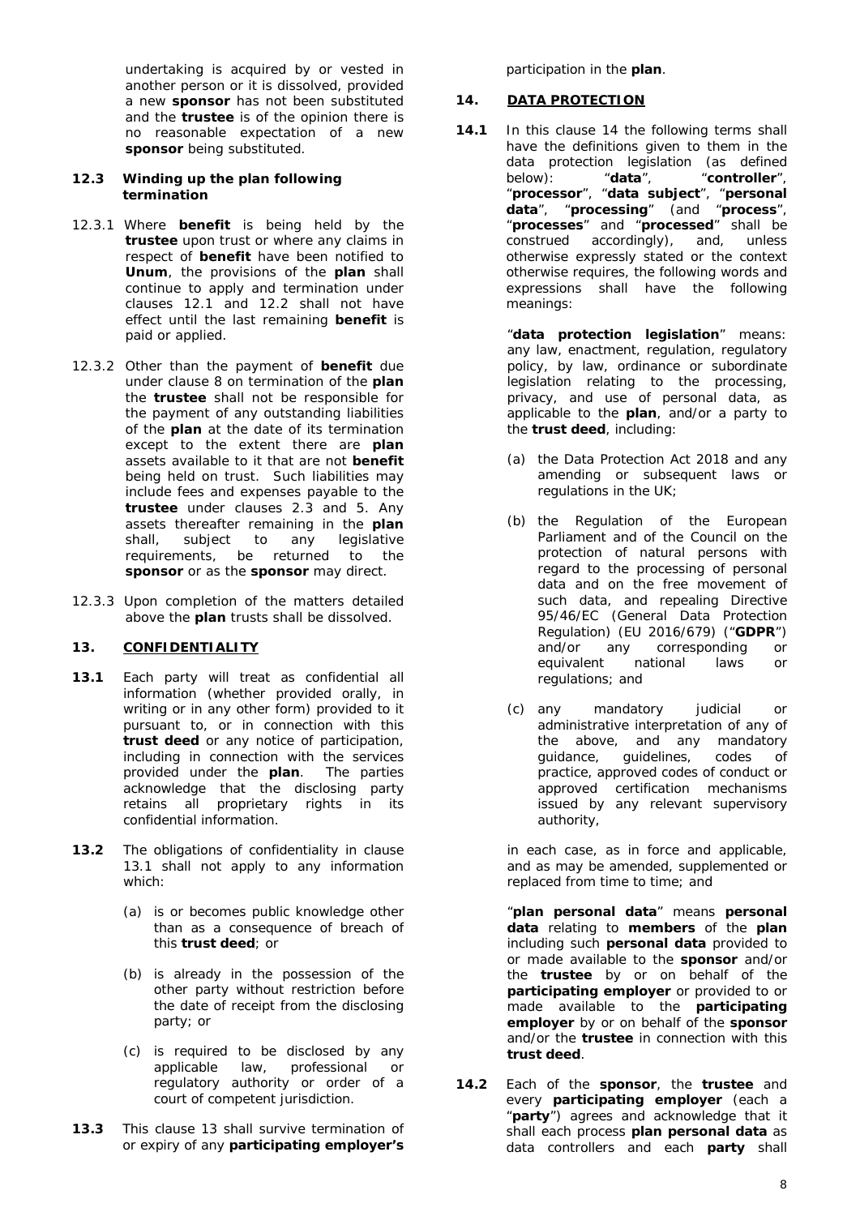undertaking is acquired by or vested in another person or it is dissolved, provided a new **sponsor** has not been substituted and the **trustee** is of the opinion there is no reasonable expectation of a new **sponsor** being substituted.

**12.3 Winding up the plan following termination**

12.3.1 Where **benefit** is being held by the **trustee** upon trust or where any claims in respect of **benefit** have been notified to **Unum**, the provisions of the **plan** shall continue to apply and termination under clauses 12.1 and 12.2 shall not have effect until the last remaining **benefit** is paid or applied.

12.3.2 Other than the payment of **benefit** due under clause 8 on termination of the **plan** the **trustee** shall not be responsible for the payment of any outstanding liabilities of the **plan** at the date of its termination except to the extent there are **plan** assets available to it that are not **benefit** being held on trust. Such liabilities may include fees and expenses payable to the **trustee** under clauses 2.3 and 5. Any assets thereafter remaining in the **plan** shall, subject to any legislative requirements, be returned to the **sponsor** or as the **sponsor** may direct.

12.3.3 Upon completion of the matters detailed above the **plan** trusts shall be dissolved.

## 13. CONFIDENTIALITY

**13.1** Each party will treat as confidential all information (whether provided orally, in writing or in any other form) provided to it pursuant to, or in connection with this **trust deed** or any notice of participation, including in connection with the services provided under the **plan**. The parties acknowledge that the disclosing party retains all proprietary rights in its confidential information.

**13.2** The obligations of confidentiality in clause 13.1 shall not apply to any information which:

(a) is or becomes public knowledge other than as a consequence of breach of this **trust deed**; or

(b) is already in the possession of the other party without restriction before the date of receipt from the disclosing party; or

(c) is required to be disclosed by any applicable law, professional or regulatory authority or order of a court of competent jurisdiction.

**13.3** This clause 13 shall survive termination of or expiry of any **participating employer's** participation in the **plan**.

## 14. DATA PROTECTION

**14.1** In this clause 14 the following terms shall have the definitions given to them in the data protection legislation (as defined below): "**data**", "**controller**", "**processor**", "**data subject**", "**personal data**", "**processing**" (and "**process**", "**processes**" and "**processed**" shall be construed accordingly), and, unless otherwise expressly stated or the context otherwise requires, the following words and expressions shall have the following meanings:

"**data protection legislation**" means: any law, enactment, regulation, regulatory policy, by law, ordinance or subordinate legislation relating to the processing, privacy, and use of personal data, as applicable to the **plan**, and/or a party to the **trust deed**, including:

(a) the Data Protection Act 2018 and any amending or subsequent laws or regulations in the UK;

(b) the Regulation of the European Parliament and of the Council on the protection of natural persons with regard to the processing of personal data and on the free movement of such data, and repealing Directive 95/46/EC (General Data Protection Regulation) (EU 2016/679) ("**GDPR**") and/or any corresponding or equivalent national laws or regulations; and

(c) any mandatory judicial or administrative interpretation of any of the above, and any mandatory guidance, guidelines, codes of practice, approved codes of conduct or approved certification mechanisms issued by any relevant supervisory authority,

in each case, as in force and applicable, and as may be amended, supplemented or replaced from time to time; and

"**plan personal data**" means **personal data** relating to **members** of the **plan** including such **personal data** provided to or made available to the **sponsor** and/or the **trustee** by or on behalf of the **participating employer** or provided to or made available to the **participating employer** by or on behalf of the **sponsor** and/or the **trustee** in connection with this **trust deed**.

**14.2** Each of the **sponsor**, the **trustee** and every **participating employer** (each a "**party**") agrees and acknowledge that it shall each process **plan personal data** as data controllers and each **party** shall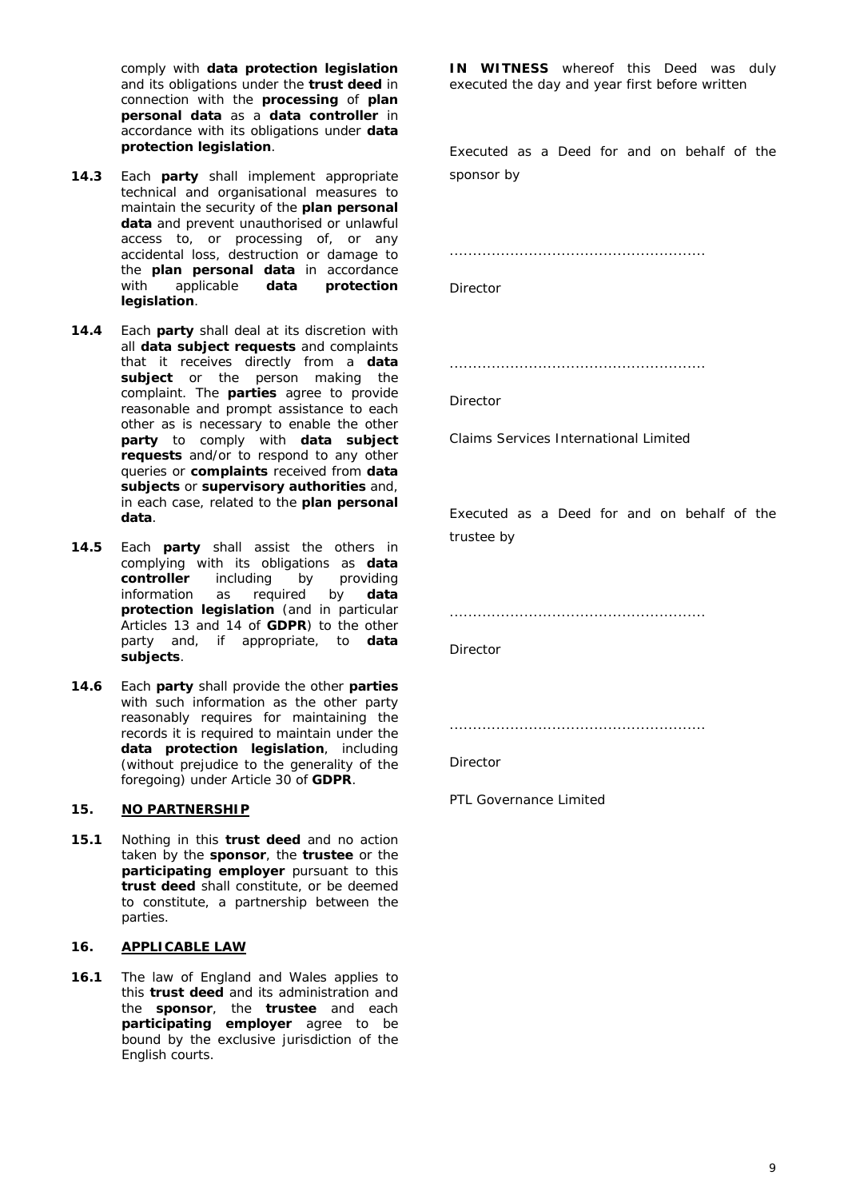comply with **data protection legislation** and its obligations under the **trust deed** in connection with the **processing** of **plan personal data** as a **data controller** in accordance with its obligations under **data protection legislation**.

**14.3** Each **party** shall implement appropriate technical and organisational measures to maintain the security of the **plan personal data** and prevent unauthorised or unlawful access to, or processing of, or any accidental loss, destruction or damage to the **plan personal data** in accordance with applicable **data protection legislation**.

**14.4** Each **party** shall deal at its discretion with all **data subject requests** and complaints that it receives directly from a **data subject** or the person making the complaint. The **parties** agree to provide reasonable and prompt assistance to each other as is necessary to enable the other **party** to comply with **data subject requests** and/or to respond to any other queries or **complaints** received from **data subjects** or **supervisory authorities** and, in each case, related to the **plan personal data**.

**14.5** Each **party** shall assist the others in complying with its obligations as **data controller** including by providing information as required by **data protection legislation** (and in particular Articles 13 and 14 of **GDPR**) to the other party and, if appropriate, to **data subjects**.

**14.6** Each **party** shall provide the other **parties** with such information as the other party reasonably requires for maintaining the records it is required to maintain under the **data protection legislation**, including (without prejudice to the generality of the foregoing) under Article 30 of **GDPR**.

## 15. NO PARTNERSHIP

**15.1** Nothing in this **trust deed** and no action taken by the **sponsor**, the **trustee** or the **participating employer** pursuant to this **trust deed** shall constitute, or be deemed to constitute, a partnership between the parties.

## 16. APPLICABLE LAW

**16.1** The law of England and Wales applies to this **trust deed** and its administration and the **sponsor**, the **trustee** and each **participating employer** agree to be bound by the exclusive jurisdiction of the English courts.

**IN WITNESS** whereof this Deed was duly executed the day and year first before written

Executed as a Deed for and on behalf of the sponsor by

.......................................................

Director

.......................................................

Director

Claims Services International Limited

Executed as a Deed for and on behalf of the trustee by

.......................................................

Director

.......................................................

Director

PTL Governance Limited